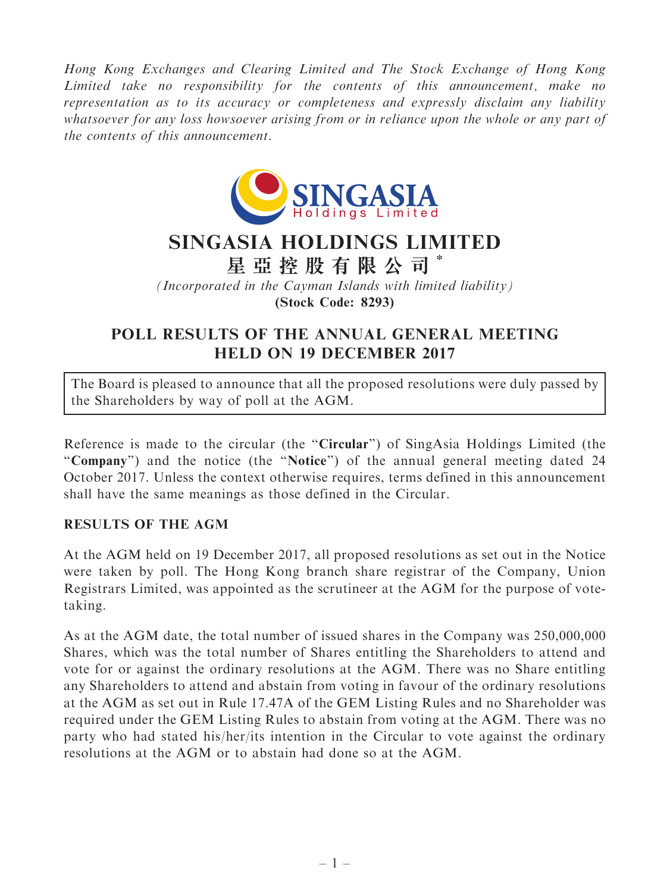*Hong Kong Exchanges and Clearing Limited and The Stock Exchange of Hong Kong Limited take no responsibility for the contents of this announcement, make no representation as to its accuracy or completeness and expressly disclaim any liability whatsoever for any loss howsoever arising from or in reliance upon the whole or any part of the contents of this announcement.*

# SINGASIA HOLDINGS LIMITED
# 星亞控股有限公司*

*(Incorporated in the Cayman Islands with limited liability)*
**(Stock Code: 8293)**

## POLL RESULTS OF THE ANNUAL GENERAL MEETING HELD ON 19 DECEMBER 2017

The Board is pleased to announce that all the proposed resolutions were duly passed by the Shareholders by way of poll at the AGM.

Reference is made to the circular (the "**Circular**") of SingAsia Holdings Limited (the "**Company**") and the notice (the "**Notice**") of the annual general meeting dated 24 October 2017. Unless the context otherwise requires, terms defined in this announcement shall have the same meanings as those defined in the Circular.

### RESULTS OF THE AGM

At the AGM held on 19 December 2017, all proposed resolutions as set out in the Notice were taken by poll. The Hong Kong branch share registrar of the Company, Union Registrars Limited, was appointed as the scrutineer at the AGM for the purpose of vote-taking.

As at the AGM date, the total number of issued shares in the Company was 250,000,000 Shares, which was the total number of Shares entitling the Shareholders to attend and vote for or against the ordinary resolutions at the AGM. There was no Share entitling any Shareholders to attend and abstain from voting in favour of the ordinary resolutions at the AGM as set out in Rule 17.47A of the GEM Listing Rules and no Shareholder was required under the GEM Listing Rules to abstain from voting at the AGM. There was no party who had stated his/her/its intention in the Circular to vote against the ordinary resolutions at the AGM or to abstain had done so at the AGM.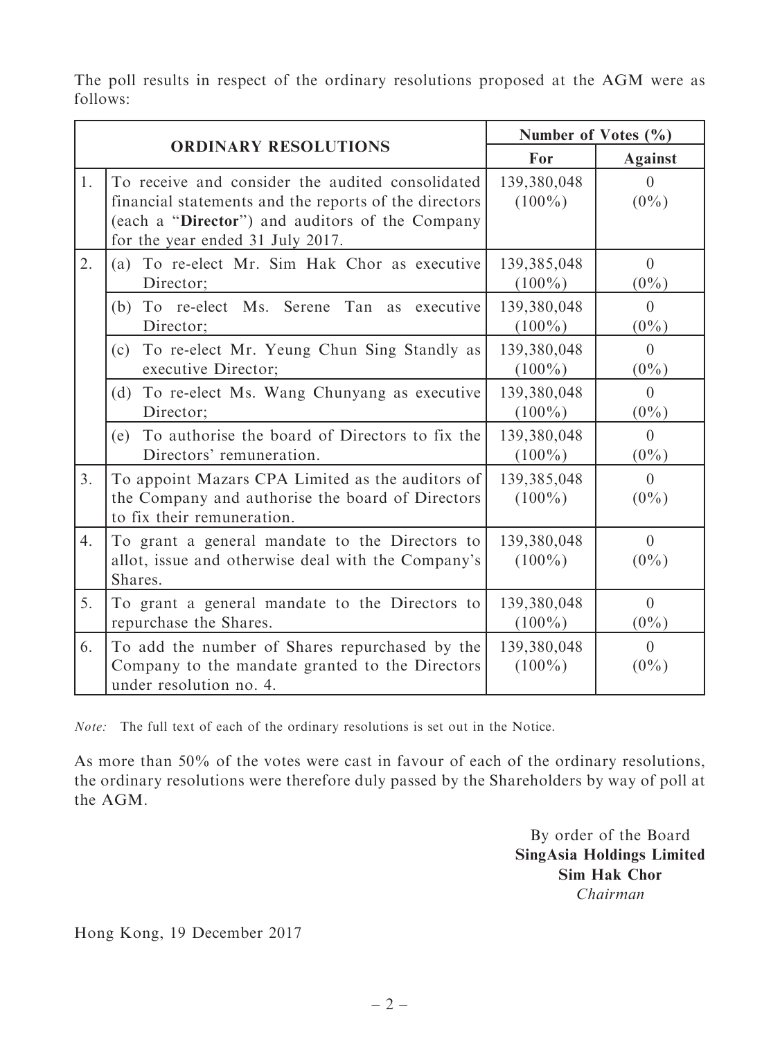The poll results in respect of the ordinary resolutions proposed at the AGM were as follows:

| | ORDINARY RESOLUTIONS | Number of Votes (%) | |
|---|---|---|---|
| | | For | Against |
| 1. | To receive and consider the audited consolidated financial statements and the reports of the directors (each a "**Director**") and auditors of the Company for the year ended 31 July 2017. | 139,380,048 (100%) | 0 (0%) |
| 2. | (a) To re-elect Mr. Sim Hak Chor as executive Director; | 139,385,048 (100%) | 0 (0%) |
| | (b) To re-elect Ms. Serene Tan as executive Director; | 139,380,048 (100%) | 0 (0%) |
| | (c) To re-elect Mr. Yeung Chun Sing Standly as executive Director; | 139,380,048 (100%) | 0 (0%) |
| | (d) To re-elect Ms. Wang Chunyang as executive Director; | 139,380,048 (100%) | 0 (0%) |
| | (e) To authorise the board of Directors to fix the Directors' remuneration. | 139,380,048 (100%) | 0 (0%) |
| 3. | To appoint Mazars CPA Limited as the auditors of the Company and authorise the board of Directors to fix their remuneration. | 139,385,048 (100%) | 0 (0%) |
| 4. | To grant a general mandate to the Directors to allot, issue and otherwise deal with the Company's Shares. | 139,380,048 (100%) | 0 (0%) |
| 5. | To grant a general mandate to the Directors to repurchase the Shares. | 139,380,048 (100%) | 0 (0%) |
| 6. | To add the number of Shares repurchased by the Company to the mandate granted to the Directors under resolution no. 4. | 139,380,048 (100%) | 0 (0%) |

*Note:* The full text of each of the ordinary resolutions is set out in the Notice.

As more than 50% of the votes were cast in favour of each of the ordinary resolutions, the ordinary resolutions were therefore duly passed by the Shareholders by way of poll at the AGM.

By order of the Board
**SingAsia Holdings Limited**
**Sim Hak Chor**
*Chairman*

Hong Kong, 19 December 2017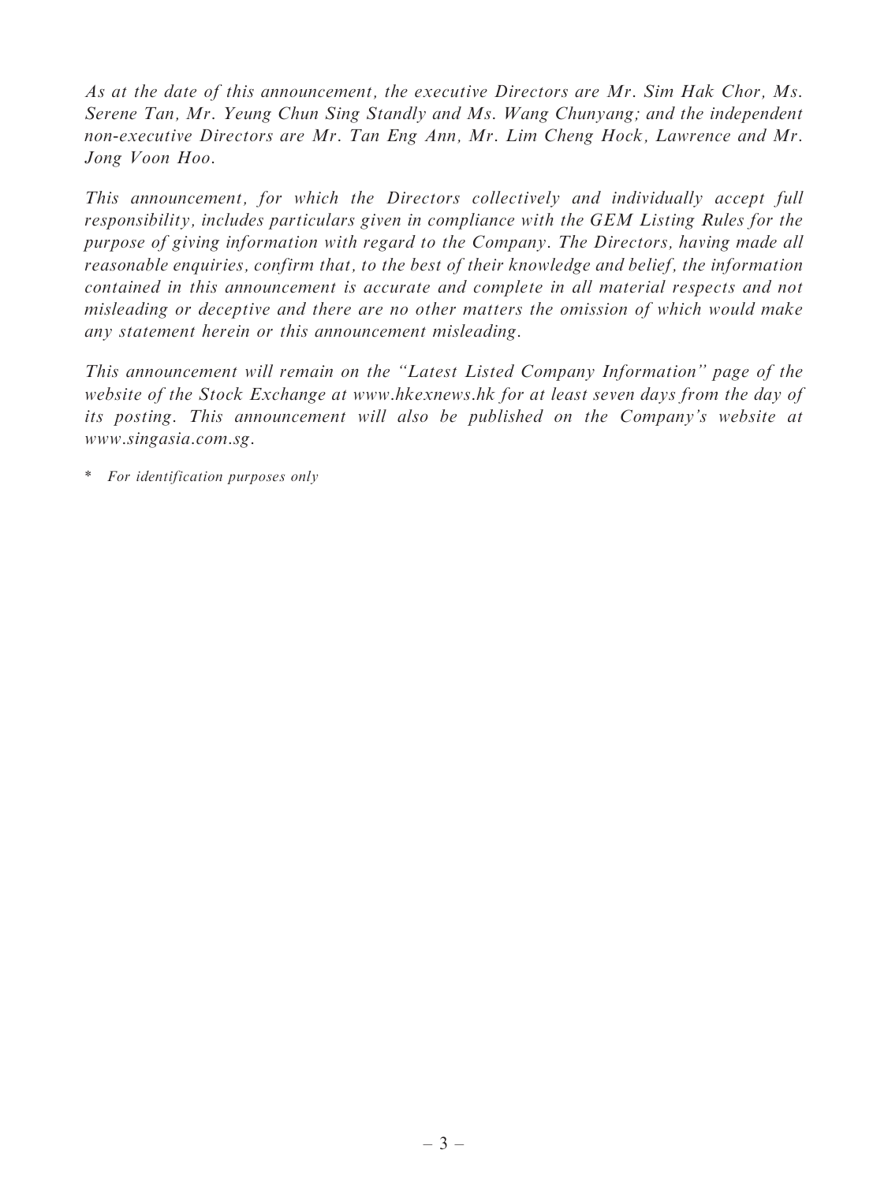*As at the date of this announcement, the executive Directors are Mr. Sim Hak Chor, Ms. Serene Tan, Mr. Yeung Chun Sing Standly and Ms. Wang Chunyang; and the independent non-executive Directors are Mr. Tan Eng Ann, Mr. Lim Cheng Hock, Lawrence and Mr. Jong Voon Hoo.*

*This announcement, for which the Directors collectively and individually accept full responsibility, includes particulars given in compliance with the GEM Listing Rules for the purpose of giving information with regard to the Company. The Directors, having made all reasonable enquiries, confirm that, to the best of their knowledge and belief, the information contained in this announcement is accurate and complete in all material respects and not misleading or deceptive and there are no other matters the omission of which would make any statement herein or this announcement misleading.*

*This announcement will remain on the "Latest Listed Company Information" page of the website of the Stock Exchange at www.hkexnews.hk for at least seven days from the day of its posting. This announcement will also be published on the Company's website at www.singasia.com.sg.*

\* *For identification purposes only*